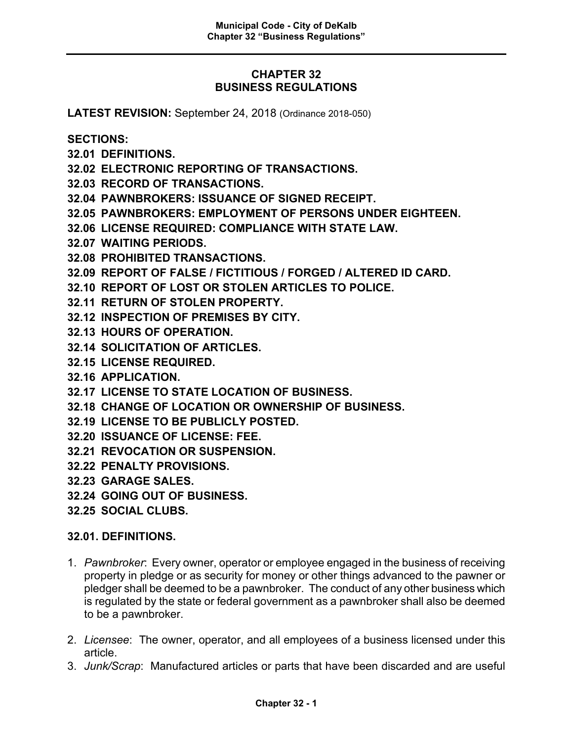# CHAPTER 32
# BUSINESS REGULATIONS

**LATEST REVISION:** September 24, 2018 (Ordinance 2018-050)

**SECTIONS:**

**32.01 DEFINITIONS.**
**32.02 ELECTRONIC REPORTING OF TRANSACTIONS.**
**32.03 RECORD OF TRANSACTIONS.**
**32.04 PAWNBROKERS: ISSUANCE OF SIGNED RECEIPT.**
**32.05 PAWNBROKERS: EMPLOYMENT OF PERSONS UNDER EIGHTEEN.**
**32.06 LICENSE REQUIRED: COMPLIANCE WITH STATE LAW.**
**32.07 WAITING PERIODS.**
**32.08 PROHIBITED TRANSACTIONS.**
**32.09 REPORT OF FALSE / FICTITIOUS / FORGED / ALTERED ID CARD.**
**32.10 REPORT OF LOST OR STOLEN ARTICLES TO POLICE.**
**32.11 RETURN OF STOLEN PROPERTY.**
**32.12 INSPECTION OF PREMISES BY CITY.**
**32.13 HOURS OF OPERATION.**
**32.14 SOLICITATION OF ARTICLES.**
**32.15 LICENSE REQUIRED.**
**32.16 APPLICATION.**
**32.17 LICENSE TO STATE LOCATION OF BUSINESS.**
**32.18 CHANGE OF LOCATION OR OWNERSHIP OF BUSINESS.**
**32.19 LICENSE TO BE PUBLICLY POSTED.**
**32.20 ISSUANCE OF LICENSE: FEE.**
**32.21 REVOCATION OR SUSPENSION.**
**32.22 PENALTY PROVISIONS.**
**32.23 GARAGE SALES.**
**32.24 GOING OUT OF BUSINESS.**
**32.25 SOCIAL CLUBS.**

## 32.01. DEFINITIONS.

1. *Pawnbroker*: Every owner, operator or employee engaged in the business of receiving property in pledge or as security for money or other things advanced to the pawner or pledger shall be deemed to be a pawnbroker. The conduct of any other business which is regulated by the state or federal government as a pawnbroker shall also be deemed to be a pawnbroker.

2. *Licensee*: The owner, operator, and all employees of a business licensed under this article.

3. *Junk/Scrap*: Manufactured articles or parts that have been discarded and are useful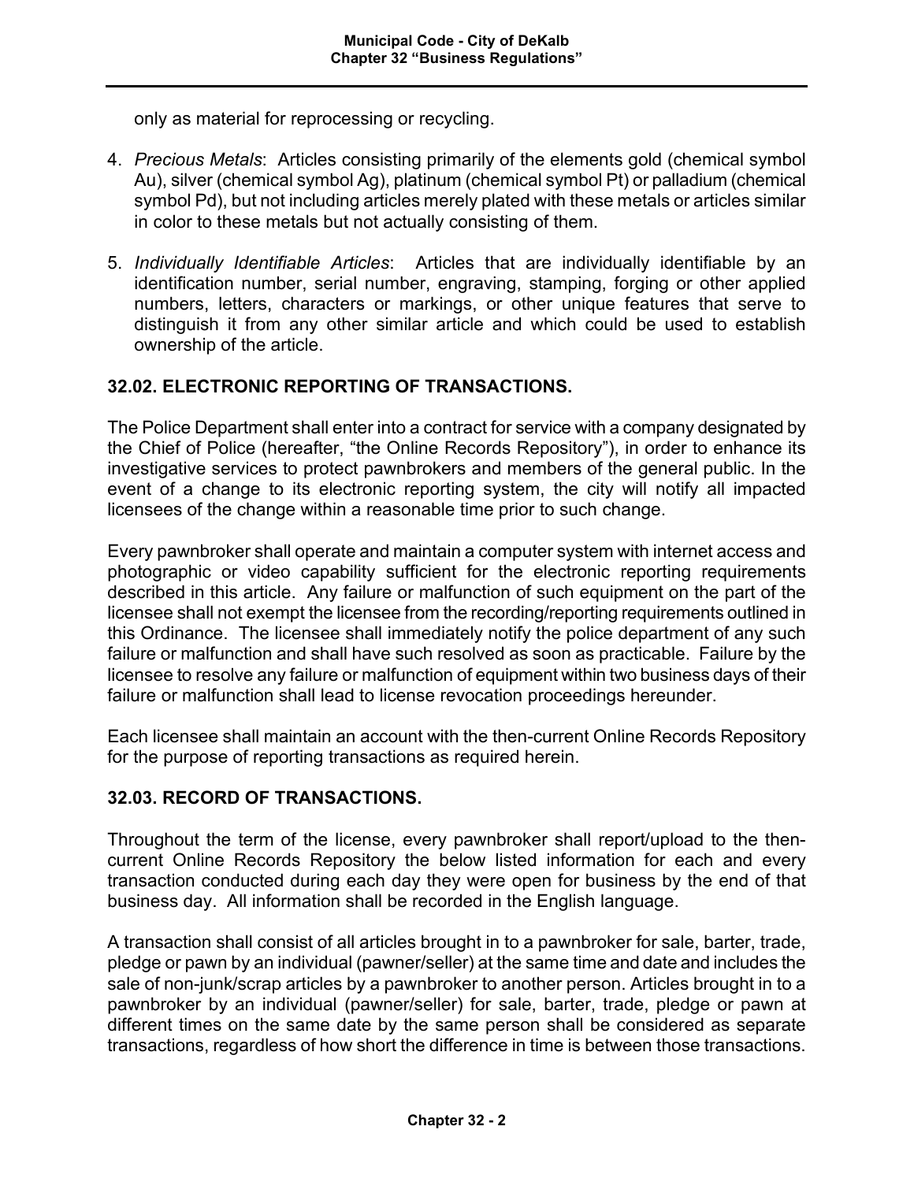only as material for reprocessing or recycling.

4. *Precious Metals*: Articles consisting primarily of the elements gold (chemical symbol Au), silver (chemical symbol Ag), platinum (chemical symbol Pt) or palladium (chemical symbol Pd), but not including articles merely plated with these metals or articles similar in color to these metals but not actually consisting of them.

5. *Individually Identifiable Articles*: Articles that are individually identifiable by an identification number, serial number, engraving, stamping, forging or other applied numbers, letters, characters or markings, or other unique features that serve to distinguish it from any other similar article and which could be used to establish ownership of the article.

## 32.02. ELECTRONIC REPORTING OF TRANSACTIONS.

The Police Department shall enter into a contract for service with a company designated by the Chief of Police (hereafter, "the Online Records Repository"), in order to enhance its investigative services to protect pawnbrokers and members of the general public. In the event of a change to its electronic reporting system, the city will notify all impacted licensees of the change within a reasonable time prior to such change.

Every pawnbroker shall operate and maintain a computer system with internet access and photographic or video capability sufficient for the electronic reporting requirements described in this article. Any failure or malfunction of such equipment on the part of the licensee shall not exempt the licensee from the recording/reporting requirements outlined in this Ordinance. The licensee shall immediately notify the police department of any such failure or malfunction and shall have such resolved as soon as practicable. Failure by the licensee to resolve any failure or malfunction of equipment within two business days of their failure or malfunction shall lead to license revocation proceedings hereunder.

Each licensee shall maintain an account with the then-current Online Records Repository for the purpose of reporting transactions as required herein.

## 32.03. RECORD OF TRANSACTIONS.

Throughout the term of the license, every pawnbroker shall report/upload to the then-current Online Records Repository the below listed information for each and every transaction conducted during each day they were open for business by the end of that business day. All information shall be recorded in the English language.

A transaction shall consist of all articles brought in to a pawnbroker for sale, barter, trade, pledge or pawn by an individual (pawner/seller) at the same time and date and includes the sale of non-junk/scrap articles by a pawnbroker to another person. Articles brought in to a pawnbroker by an individual (pawner/seller) for sale, barter, trade, pledge or pawn at different times on the same date by the same person shall be considered as separate transactions, regardless of how short the difference in time is between those transactions.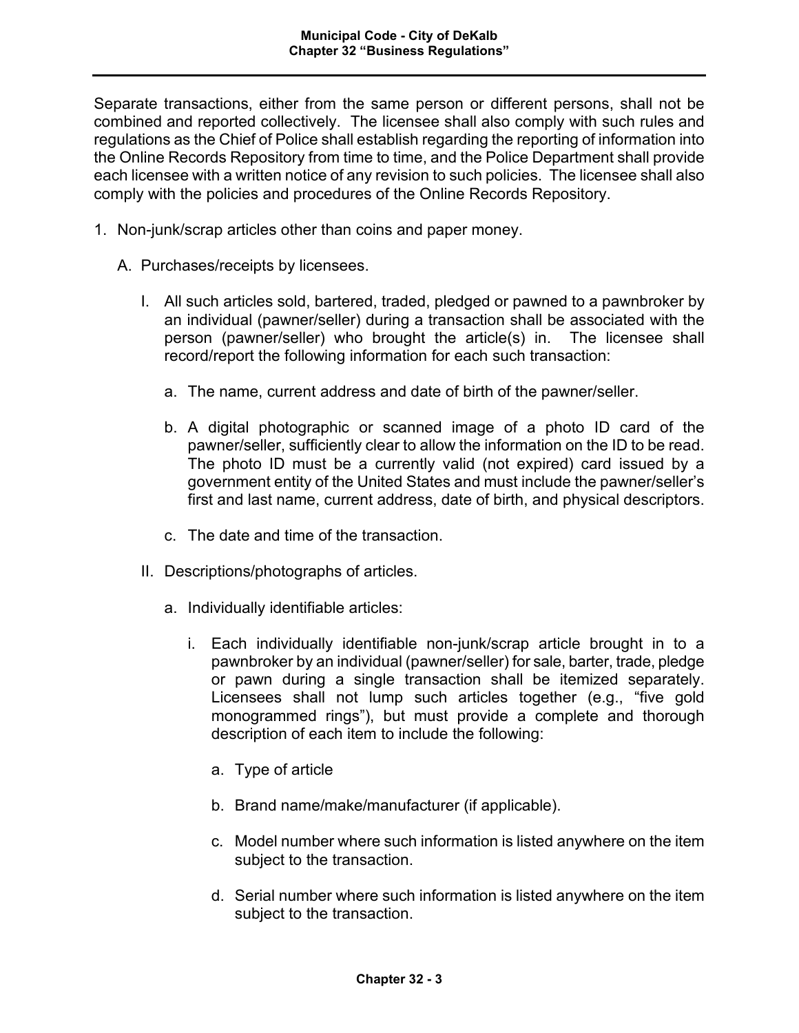Separate transactions, either from the same person or different persons, shall not be combined and reported collectively. The licensee shall also comply with such rules and regulations as the Chief of Police shall establish regarding the reporting of information into the Online Records Repository from time to time, and the Police Department shall provide each licensee with a written notice of any revision to such policies. The licensee shall also comply with the policies and procedures of the Online Records Repository.

1. Non-junk/scrap articles other than coins and paper money.

   A. Purchases/receipts by licensees.

      I. All such articles sold, bartered, traded, pledged or pawned to a pawnbroker by an individual (pawner/seller) during a transaction shall be associated with the person (pawner/seller) who brought the article(s) in. The licensee shall record/report the following information for each such transaction:

         a. The name, current address and date of birth of the pawner/seller.

         b. A digital photographic or scanned image of a photo ID card of the pawner/seller, sufficiently clear to allow the information on the ID to be read. The photo ID must be a currently valid (not expired) card issued by a government entity of the United States and must include the pawner/seller's first and last name, current address, date of birth, and physical descriptors.

         c. The date and time of the transaction.

      II. Descriptions/photographs of articles.

         a. Individually identifiable articles:

            i. Each individually identifiable non-junk/scrap article brought in to a pawnbroker by an individual (pawner/seller) for sale, barter, trade, pledge or pawn during a single transaction shall be itemized separately. Licensees shall not lump such articles together (e.g., "five gold monogrammed rings"), but must provide a complete and thorough description of each item to include the following:

               a. Type of article

               b. Brand name/make/manufacturer (if applicable).

               c. Model number where such information is listed anywhere on the item subject to the transaction.

               d. Serial number where such information is listed anywhere on the item subject to the transaction.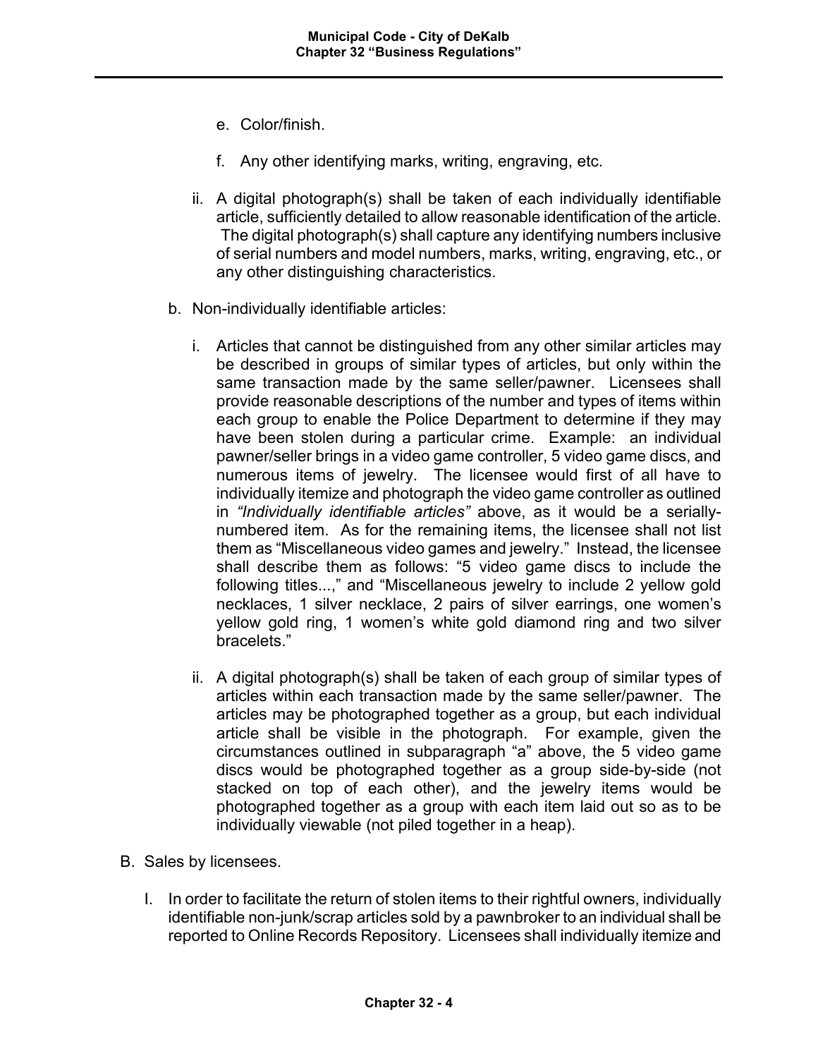e. Color/finish.

f. Any other identifying marks, writing, engraving, etc.

ii. A digital photograph(s) shall be taken of each individually identifiable article, sufficiently detailed to allow reasonable identification of the article. The digital photograph(s) shall capture any identifying numbers inclusive of serial numbers and model numbers, marks, writing, engraving, etc., or any other distinguishing characteristics.

b. Non-individually identifiable articles:

i. Articles that cannot be distinguished from any other similar articles may be described in groups of similar types of articles, but only within the same transaction made by the same seller/pawner. Licensees shall provide reasonable descriptions of the number and types of items within each group to enable the Police Department to determine if they may have been stolen during a particular crime. Example: an individual pawner/seller brings in a video game controller, 5 video game discs, and numerous items of jewelry. The licensee would first of all have to individually itemize and photograph the video game controller as outlined in *"Individually identifiable articles"* above, as it would be a serially-numbered item. As for the remaining items, the licensee shall not list them as "Miscellaneous video games and jewelry." Instead, the licensee shall describe them as follows: "5 video game discs to include the following titles...," and "Miscellaneous jewelry to include 2 yellow gold necklaces, 1 silver necklace, 2 pairs of silver earrings, one women's yellow gold ring, 1 women's white gold diamond ring and two silver bracelets."

ii. A digital photograph(s) shall be taken of each group of similar types of articles within each transaction made by the same seller/pawner. The articles may be photographed together as a group, but each individual article shall be visible in the photograph. For example, given the circumstances outlined in subparagraph "a" above, the 5 video game discs would be photographed together as a group side-by-side (not stacked on top of each other), and the jewelry items would be photographed together as a group with each item laid out so as to be individually viewable (not piled together in a heap).

B. Sales by licensees.

I. In order to facilitate the return of stolen items to their rightful owners, individually identifiable non-junk/scrap articles sold by a pawnbroker to an individual shall be reported to Online Records Repository. Licensees shall individually itemize and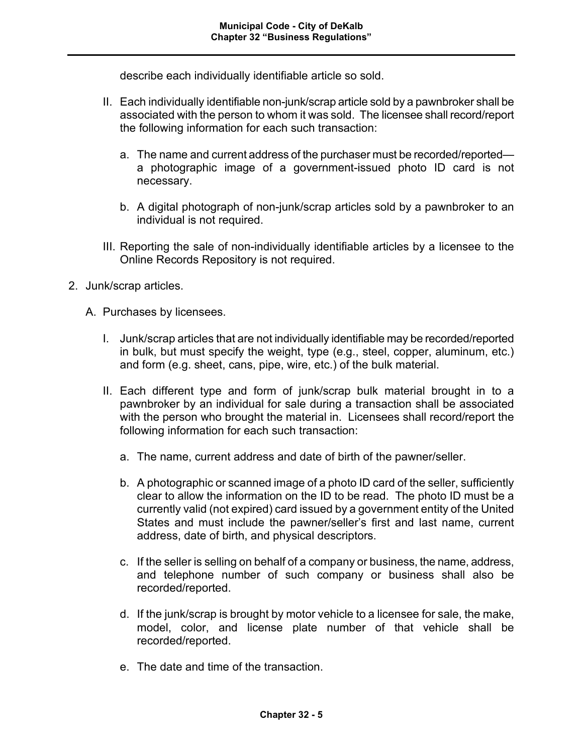describe each individually identifiable article so sold.

II. Each individually identifiable non-junk/scrap article sold by a pawnbroker shall be associated with the person to whom it was sold. The licensee shall record/report the following information for each such transaction:

   a. The name and current address of the purchaser must be recorded/reported—a photographic image of a government-issued photo ID card is not necessary.

   b. A digital photograph of non-junk/scrap articles sold by a pawnbroker to an individual is not required.

III. Reporting the sale of non-individually identifiable articles by a licensee to the Online Records Repository is not required.

2. Junk/scrap articles.

   A. Purchases by licensees.

      I. Junk/scrap articles that are not individually identifiable may be recorded/reported in bulk, but must specify the weight, type (e.g., steel, copper, aluminum, etc.) and form (e.g. sheet, cans, pipe, wire, etc.) of the bulk material.

      II. Each different type and form of junk/scrap bulk material brought in to a pawnbroker by an individual for sale during a transaction shall be associated with the person who brought the material in. Licensees shall record/report the following information for each such transaction:

         a. The name, current address and date of birth of the pawner/seller.

         b. A photographic or scanned image of a photo ID card of the seller, sufficiently clear to allow the information on the ID to be read. The photo ID must be a currently valid (not expired) card issued by a government entity of the United States and must include the pawner/seller's first and last name, current address, date of birth, and physical descriptors.

         c. If the seller is selling on behalf of a company or business, the name, address, and telephone number of such company or business shall also be recorded/reported.

         d. If the junk/scrap is brought by motor vehicle to a licensee for sale, the make, model, color, and license plate number of that vehicle shall be recorded/reported.

         e. The date and time of the transaction.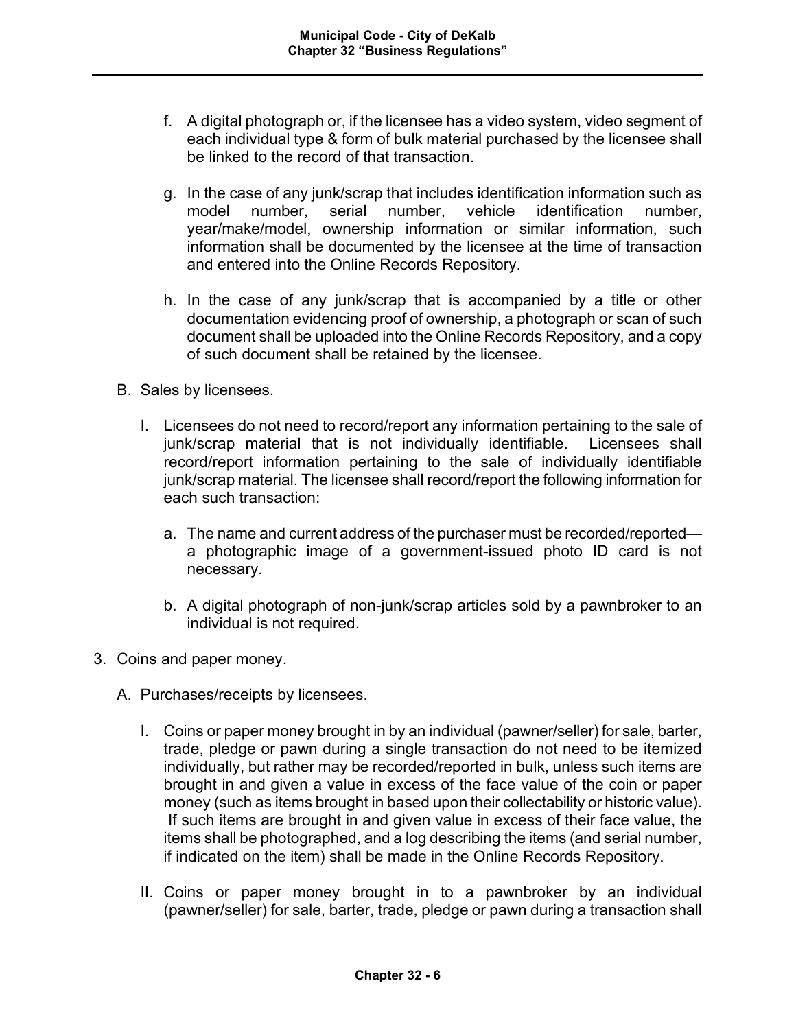f. A digital photograph or, if the licensee has a video system, video segment of each individual type & form of bulk material purchased by the licensee shall be linked to the record of that transaction.

g. In the case of any junk/scrap that includes identification information such as model number, serial number, vehicle identification number, year/make/model, ownership information or similar information, such information shall be documented by the licensee at the time of transaction and entered into the Online Records Repository.

h. In the case of any junk/scrap that is accompanied by a title or other documentation evidencing proof of ownership, a photograph or scan of such document shall be uploaded into the Online Records Repository, and a copy of such document shall be retained by the licensee.

B. Sales by licensees.

I. Licensees do not need to record/report any information pertaining to the sale of junk/scrap material that is not individually identifiable. Licensees shall record/report information pertaining to the sale of individually identifiable junk/scrap material. The licensee shall record/report the following information for each such transaction:

a. The name and current address of the purchaser must be recorded/reported—a photographic image of a government-issued photo ID card is not necessary.

b. A digital photograph of non-junk/scrap articles sold by a pawnbroker to an individual is not required.

3. Coins and paper money.

A. Purchases/receipts by licensees.

I. Coins or paper money brought in by an individual (pawner/seller) for sale, barter, trade, pledge or pawn during a single transaction do not need to be itemized individually, but rather may be recorded/reported in bulk, unless such items are brought in and given a value in excess of the face value of the coin or paper money (such as items brought in based upon their collectability or historic value). If such items are brought in and given value in excess of their face value, the items shall be photographed, and a log describing the items (and serial number, if indicated on the item) shall be made in the Online Records Repository.

II. Coins or paper money brought in to a pawnbroker by an individual (pawner/seller) for sale, barter, trade, pledge or pawn during a transaction shall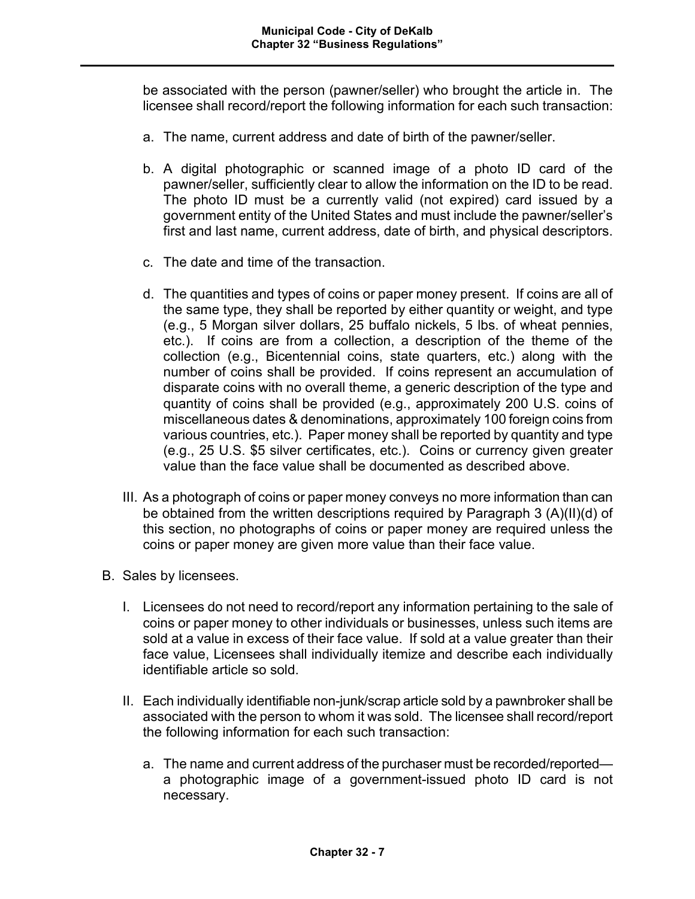be associated with the person (pawner/seller) who brought the article in. The licensee shall record/report the following information for each such transaction:

a. The name, current address and date of birth of the pawner/seller.

b. A digital photographic or scanned image of a photo ID card of the pawner/seller, sufficiently clear to allow the information on the ID to be read. The photo ID must be a currently valid (not expired) card issued by a government entity of the United States and must include the pawner/seller's first and last name, current address, date of birth, and physical descriptors.

c. The date and time of the transaction.

d. The quantities and types of coins or paper money present. If coins are all of the same type, they shall be reported by either quantity or weight, and type (e.g., 5 Morgan silver dollars, 25 buffalo nickels, 5 lbs. of wheat pennies, etc.). If coins are from a collection, a description of the theme of the collection (e.g., Bicentennial coins, state quarters, etc.) along with the number of coins shall be provided. If coins represent an accumulation of disparate coins with no overall theme, a generic description of the type and quantity of coins shall be provided (e.g., approximately 200 U.S. coins of miscellaneous dates & denominations, approximately 100 foreign coins from various countries, etc.). Paper money shall be reported by quantity and type (e.g., 25 U.S. $5 silver certificates, etc.). Coins or currency given greater value than the face value shall be documented as described above.

III. As a photograph of coins or paper money conveys no more information than can be obtained from the written descriptions required by Paragraph 3 (A)(II)(d) of this section, no photographs of coins or paper money are required unless the coins or paper money are given more value than their face value.

B. Sales by licensees.

I. Licensees do not need to record/report any information pertaining to the sale of coins or paper money to other individuals or businesses, unless such items are sold at a value in excess of their face value. If sold at a value greater than their face value, Licensees shall individually itemize and describe each individually identifiable article so sold.

II. Each individually identifiable non-junk/scrap article sold by a pawnbroker shall be associated with the person to whom it was sold. The licensee shall record/report the following information for each such transaction:

a. The name and current address of the purchaser must be recorded/reported—a photographic image of a government-issued photo ID card is not necessary.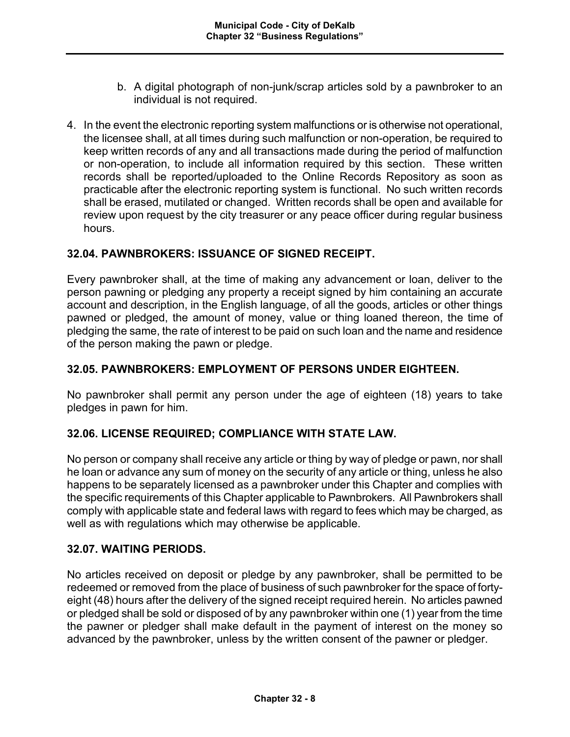b. A digital photograph of non-junk/scrap articles sold by a pawnbroker to an individual is not required.

4. In the event the electronic reporting system malfunctions or is otherwise not operational, the licensee shall, at all times during such malfunction or non-operation, be required to keep written records of any and all transactions made during the period of malfunction or non-operation, to include all information required by this section. These written records shall be reported/uploaded to the Online Records Repository as soon as practicable after the electronic reporting system is functional. No such written records shall be erased, mutilated or changed. Written records shall be open and available for review upon request by the city treasurer or any peace officer during regular business hours.

### 32.04. PAWNBROKERS: ISSUANCE OF SIGNED RECEIPT.

Every pawnbroker shall, at the time of making any advancement or loan, deliver to the person pawning or pledging any property a receipt signed by him containing an accurate account and description, in the English language, of all the goods, articles or other things pawned or pledged, the amount of money, value or thing loaned thereon, the time of pledging the same, the rate of interest to be paid on such loan and the name and residence of the person making the pawn or pledge.

### 32.05. PAWNBROKERS: EMPLOYMENT OF PERSONS UNDER EIGHTEEN.

No pawnbroker shall permit any person under the age of eighteen (18) years to take pledges in pawn for him.

### 32.06. LICENSE REQUIRED; COMPLIANCE WITH STATE LAW.

No person or company shall receive any article or thing by way of pledge or pawn, nor shall he loan or advance any sum of money on the security of any article or thing, unless he also happens to be separately licensed as a pawnbroker under this Chapter and complies with the specific requirements of this Chapter applicable to Pawnbrokers. All Pawnbrokers shall comply with applicable state and federal laws with regard to fees which may be charged, as well as with regulations which may otherwise be applicable.

### 32.07. WAITING PERIODS.

No articles received on deposit or pledge by any pawnbroker, shall be permitted to be redeemed or removed from the place of business of such pawnbroker for the space of forty-eight (48) hours after the delivery of the signed receipt required herein. No articles pawned or pledged shall be sold or disposed of by any pawnbroker within one (1) year from the time the pawner or pledger shall make default in the payment of interest on the money so advanced by the pawnbroker, unless by the written consent of the pawner or pledger.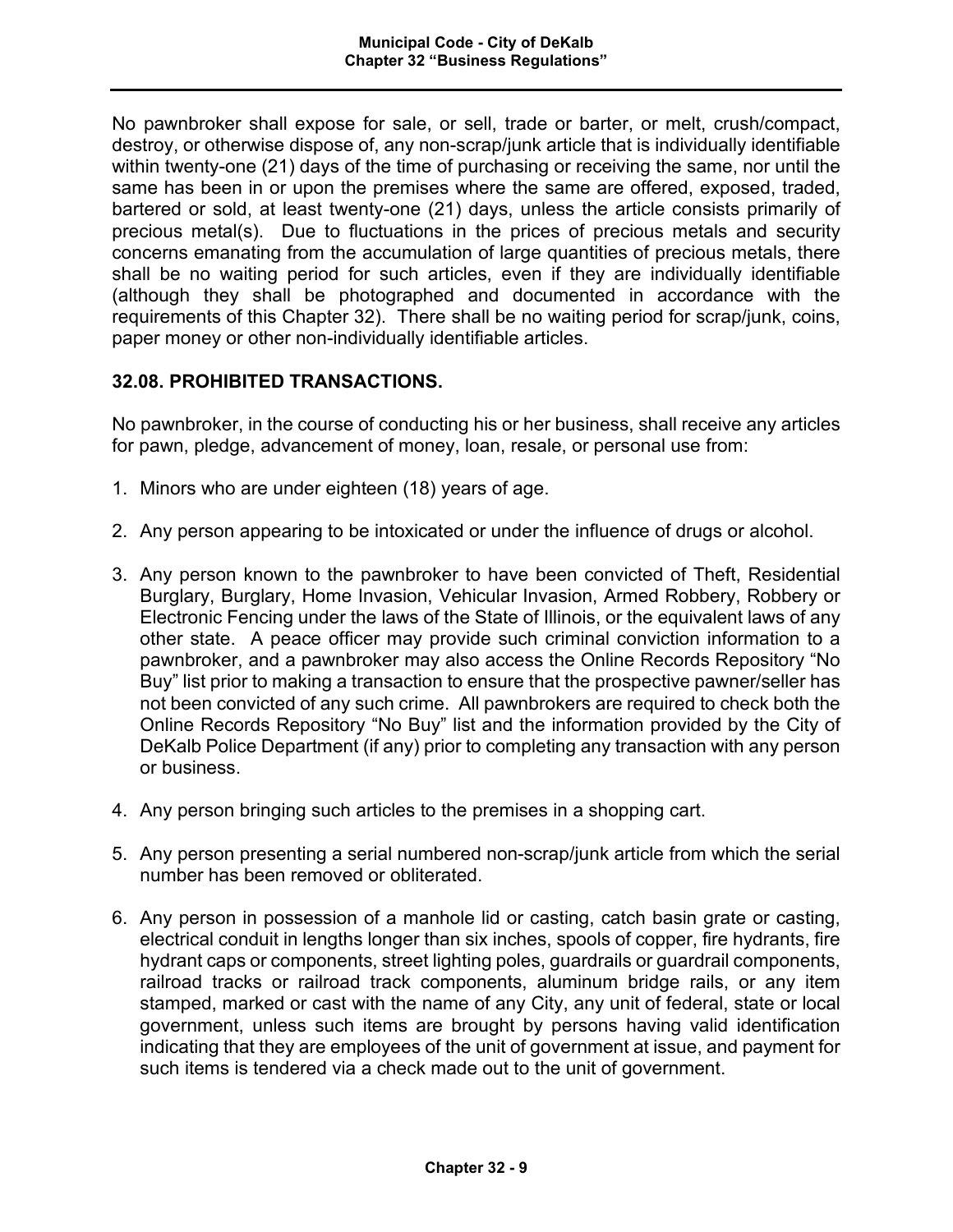No pawnbroker shall expose for sale, or sell, trade or barter, or melt, crush/compact, destroy, or otherwise dispose of, any non-scrap/junk article that is individually identifiable within twenty-one (21) days of the time of purchasing or receiving the same, nor until the same has been in or upon the premises where the same are offered, exposed, traded, bartered or sold, at least twenty-one (21) days, unless the article consists primarily of precious metal(s). Due to fluctuations in the prices of precious metals and security concerns emanating from the accumulation of large quantities of precious metals, there shall be no waiting period for such articles, even if they are individually identifiable (although they shall be photographed and documented in accordance with the requirements of this Chapter 32). There shall be no waiting period for scrap/junk, coins, paper money or other non-individually identifiable articles.

## 32.08. PROHIBITED TRANSACTIONS.

No pawnbroker, in the course of conducting his or her business, shall receive any articles for pawn, pledge, advancement of money, loan, resale, or personal use from:

1. Minors who are under eighteen (18) years of age.

2. Any person appearing to be intoxicated or under the influence of drugs or alcohol.

3. Any person known to the pawnbroker to have been convicted of Theft, Residential Burglary, Burglary, Home Invasion, Vehicular Invasion, Armed Robbery, Robbery or Electronic Fencing under the laws of the State of Illinois, or the equivalent laws of any other state. A peace officer may provide such criminal conviction information to a pawnbroker, and a pawnbroker may also access the Online Records Repository "No Buy" list prior to making a transaction to ensure that the prospective pawner/seller has not been convicted of any such crime. All pawnbrokers are required to check both the Online Records Repository "No Buy" list and the information provided by the City of DeKalb Police Department (if any) prior to completing any transaction with any person or business.

4. Any person bringing such articles to the premises in a shopping cart.

5. Any person presenting a serial numbered non-scrap/junk article from which the serial number has been removed or obliterated.

6. Any person in possession of a manhole lid or casting, catch basin grate or casting, electrical conduit in lengths longer than six inches, spools of copper, fire hydrants, fire hydrant caps or components, street lighting poles, guardrails or guardrail components, railroad tracks or railroad track components, aluminum bridge rails, or any item stamped, marked or cast with the name of any City, any unit of federal, state or local government, unless such items are brought by persons having valid identification indicating that they are employees of the unit of government at issue, and payment for such items is tendered via a check made out to the unit of government.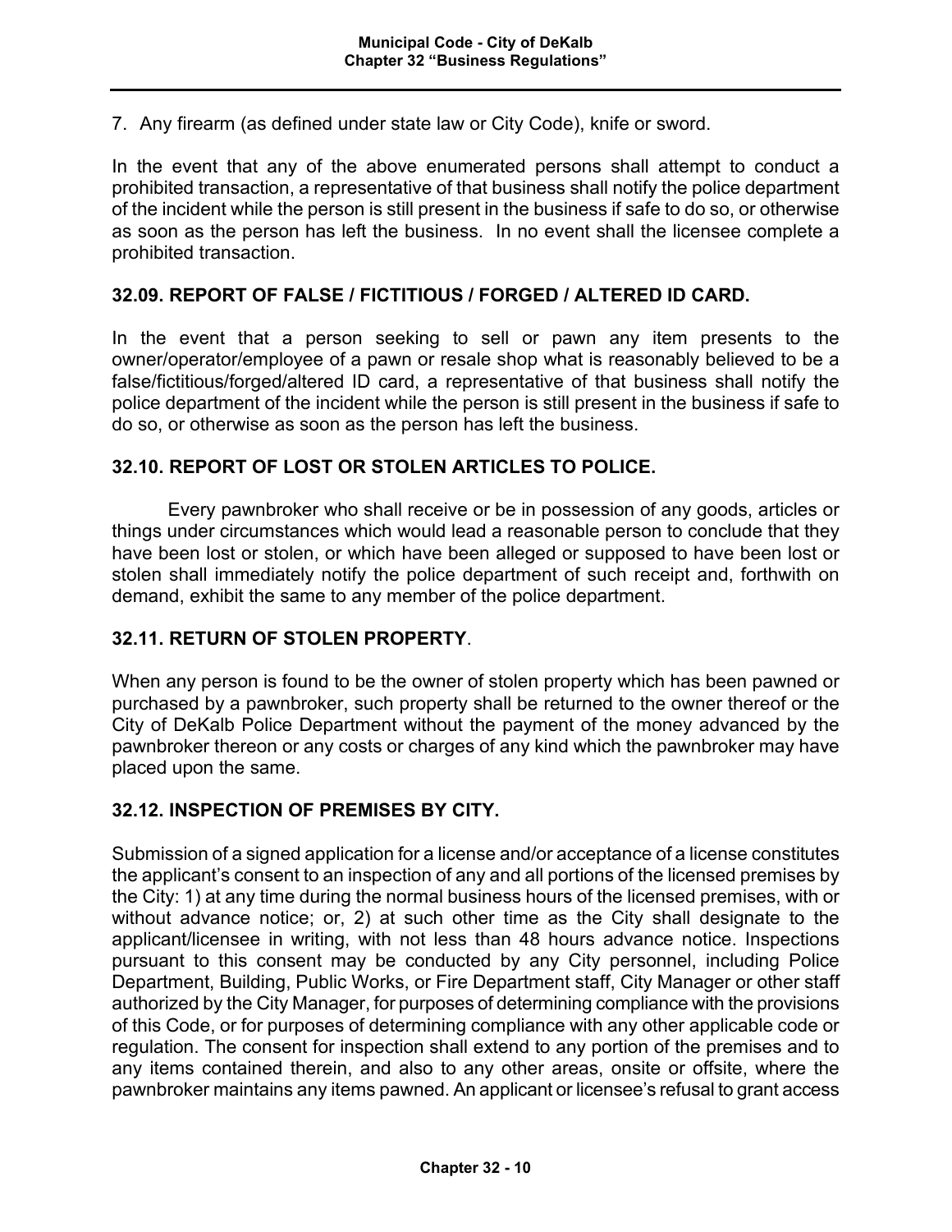7. Any firearm (as defined under state law or City Code), knife or sword.

In the event that any of the above enumerated persons shall attempt to conduct a prohibited transaction, a representative of that business shall notify the police department of the incident while the person is still present in the business if safe to do so, or otherwise as soon as the person has left the business. In no event shall the licensee complete a prohibited transaction.

## 32.09. REPORT OF FALSE / FICTITIOUS / FORGED / ALTERED ID CARD.

In the event that a person seeking to sell or pawn any item presents to the owner/operator/employee of a pawn or resale shop what is reasonably believed to be a false/fictitious/forged/altered ID card, a representative of that business shall notify the police department of the incident while the person is still present in the business if safe to do so, or otherwise as soon as the person has left the business.

## 32.10. REPORT OF LOST OR STOLEN ARTICLES TO POLICE.

Every pawnbroker who shall receive or be in possession of any goods, articles or things under circumstances which would lead a reasonable person to conclude that they have been lost or stolen, or which have been alleged or supposed to have been lost or stolen shall immediately notify the police department of such receipt and, forthwith on demand, exhibit the same to any member of the police department.

## 32.11. RETURN OF STOLEN PROPERTY.

When any person is found to be the owner of stolen property which has been pawned or purchased by a pawnbroker, such property shall be returned to the owner thereof or the City of DeKalb Police Department without the payment of the money advanced by the pawnbroker thereon or any costs or charges of any kind which the pawnbroker may have placed upon the same.

## 32.12. INSPECTION OF PREMISES BY CITY.

Submission of a signed application for a license and/or acceptance of a license constitutes the applicant's consent to an inspection of any and all portions of the licensed premises by the City: 1) at any time during the normal business hours of the licensed premises, with or without advance notice; or, 2) at such other time as the City shall designate to the applicant/licensee in writing, with not less than 48 hours advance notice. Inspections pursuant to this consent may be conducted by any City personnel, including Police Department, Building, Public Works, or Fire Department staff, City Manager or other staff authorized by the City Manager, for purposes of determining compliance with the provisions of this Code, or for purposes of determining compliance with any other applicable code or regulation. The consent for inspection shall extend to any portion of the premises and to any items contained therein, and also to any other areas, onsite or offsite, where the pawnbroker maintains any items pawned. An applicant or licensee's refusal to grant access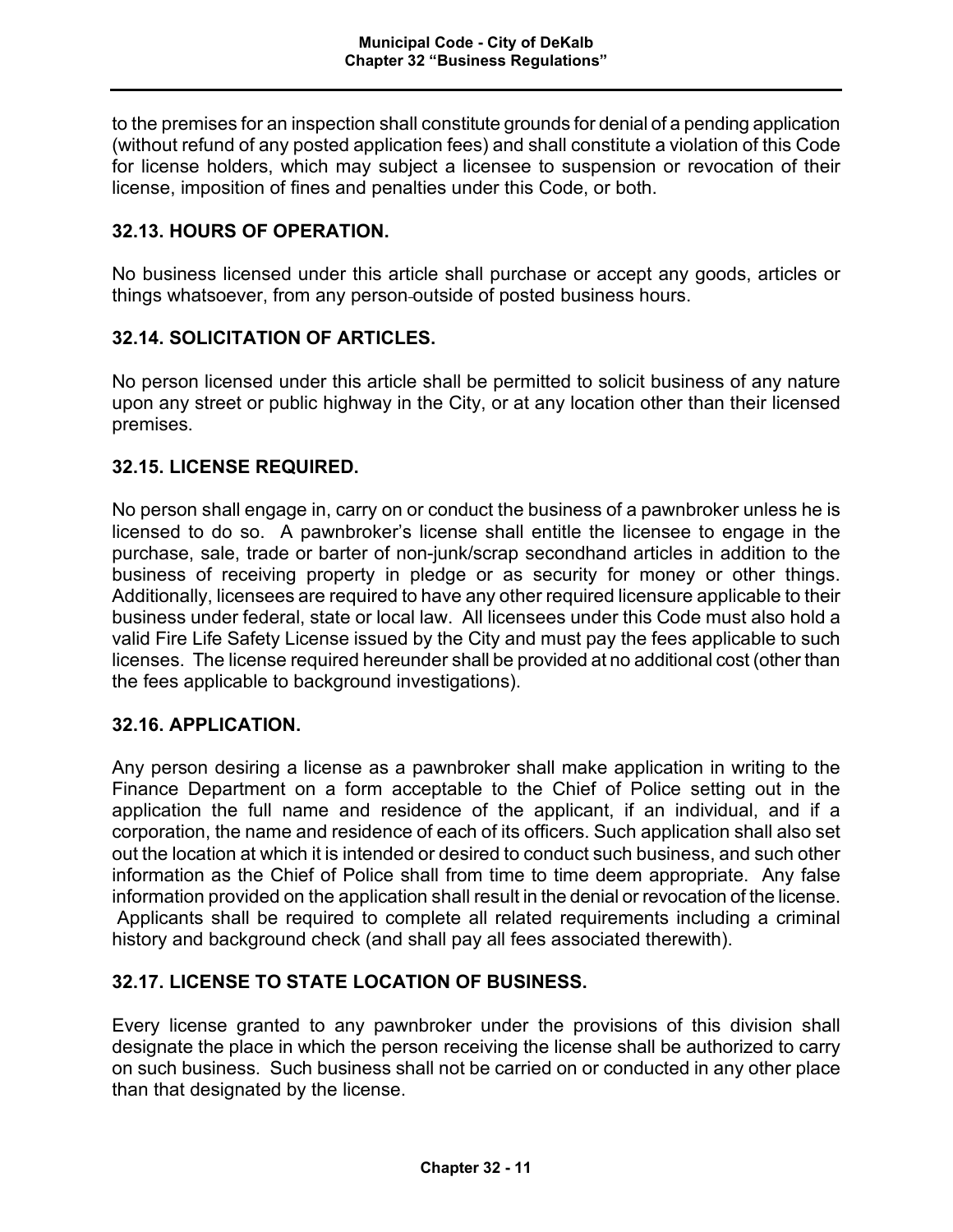to the premises for an inspection shall constitute grounds for denial of a pending application (without refund of any posted application fees) and shall constitute a violation of this Code for license holders, which may subject a licensee to suspension or revocation of their license, imposition of fines and penalties under this Code, or both.

## 32.13. HOURS OF OPERATION.

No business licensed under this article shall purchase or accept any goods, articles or things whatsoever, from any person outside of posted business hours.

## 32.14. SOLICITATION OF ARTICLES.

No person licensed under this article shall be permitted to solicit business of any nature upon any street or public highway in the City, or at any location other than their licensed premises.

## 32.15. LICENSE REQUIRED.

No person shall engage in, carry on or conduct the business of a pawnbroker unless he is licensed to do so. A pawnbroker's license shall entitle the licensee to engage in the purchase, sale, trade or barter of non-junk/scrap secondhand articles in addition to the business of receiving property in pledge or as security for money or other things. Additionally, licensees are required to have any other required licensure applicable to their business under federal, state or local law. All licensees under this Code must also hold a valid Fire Life Safety License issued by the City and must pay the fees applicable to such licenses. The license required hereunder shall be provided at no additional cost (other than the fees applicable to background investigations).

## 32.16. APPLICATION.

Any person desiring a license as a pawnbroker shall make application in writing to the Finance Department on a form acceptable to the Chief of Police setting out in the application the full name and residence of the applicant, if an individual, and if a corporation, the name and residence of each of its officers. Such application shall also set out the location at which it is intended or desired to conduct such business, and such other information as the Chief of Police shall from time to time deem appropriate. Any false information provided on the application shall result in the denial or revocation of the license. Applicants shall be required to complete all related requirements including a criminal history and background check (and shall pay all fees associated therewith).

## 32.17. LICENSE TO STATE LOCATION OF BUSINESS.

Every license granted to any pawnbroker under the provisions of this division shall designate the place in which the person receiving the license shall be authorized to carry on such business. Such business shall not be carried on or conducted in any other place than that designated by the license.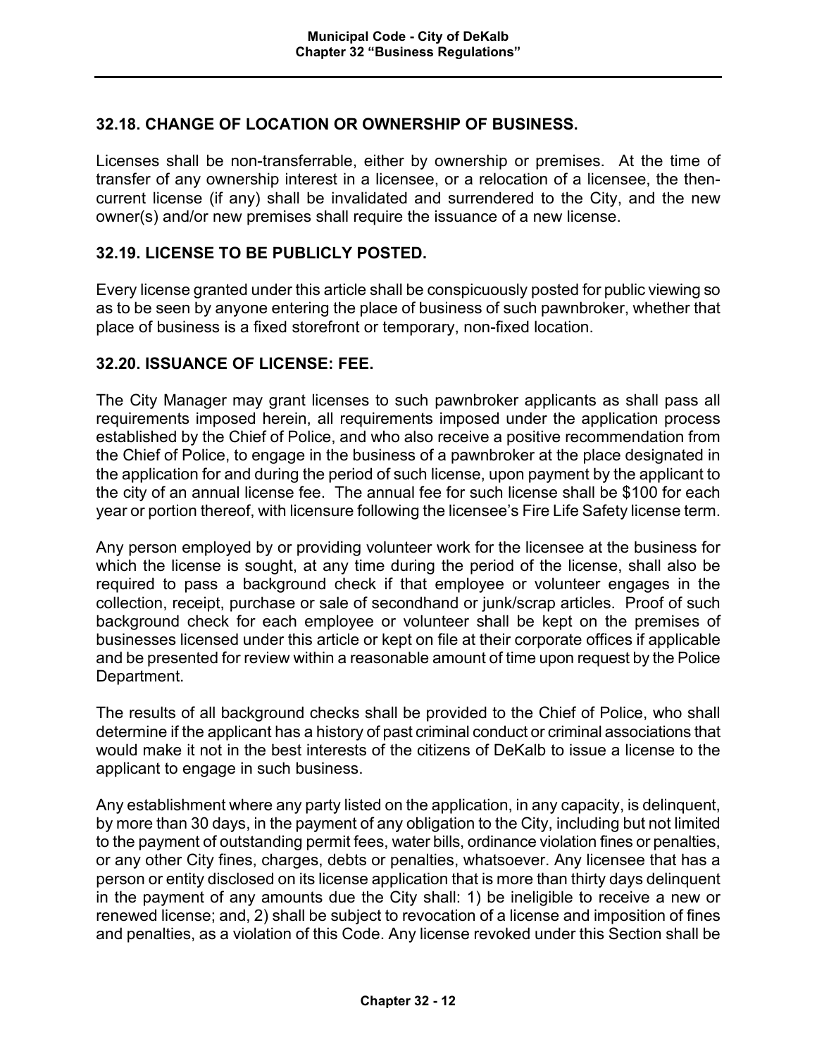## 32.18. CHANGE OF LOCATION OR OWNERSHIP OF BUSINESS.

Licenses shall be non-transferrable, either by ownership or premises. At the time of transfer of any ownership interest in a licensee, or a relocation of a licensee, the then-current license (if any) shall be invalidated and surrendered to the City, and the new owner(s) and/or new premises shall require the issuance of a new license.

## 32.19. LICENSE TO BE PUBLICLY POSTED.

Every license granted under this article shall be conspicuously posted for public viewing so as to be seen by anyone entering the place of business of such pawnbroker, whether that place of business is a fixed storefront or temporary, non-fixed location.

## 32.20. ISSUANCE OF LICENSE: FEE.

The City Manager may grant licenses to such pawnbroker applicants as shall pass all requirements imposed herein, all requirements imposed under the application process established by the Chief of Police, and who also receive a positive recommendation from the Chief of Police, to engage in the business of a pawnbroker at the place designated in the application for and during the period of such license, upon payment by the applicant to the city of an annual license fee. The annual fee for such license shall be $100 for each year or portion thereof, with licensure following the licensee's Fire Life Safety license term.

Any person employed by or providing volunteer work for the licensee at the business for which the license is sought, at any time during the period of the license, shall also be required to pass a background check if that employee or volunteer engages in the collection, receipt, purchase or sale of secondhand or junk/scrap articles. Proof of such background check for each employee or volunteer shall be kept on the premises of businesses licensed under this article or kept on file at their corporate offices if applicable and be presented for review within a reasonable amount of time upon request by the Police Department.

The results of all background checks shall be provided to the Chief of Police, who shall determine if the applicant has a history of past criminal conduct or criminal associations that would make it not in the best interests of the citizens of DeKalb to issue a license to the applicant to engage in such business.

Any establishment where any party listed on the application, in any capacity, is delinquent, by more than 30 days, in the payment of any obligation to the City, including but not limited to the payment of outstanding permit fees, water bills, ordinance violation fines or penalties, or any other City fines, charges, debts or penalties, whatsoever. Any licensee that has a person or entity disclosed on its license application that is more than thirty days delinquent in the payment of any amounts due the City shall: 1) be ineligible to receive a new or renewed license; and, 2) shall be subject to revocation of a license and imposition of fines and penalties, as a violation of this Code. Any license revoked under this Section shall be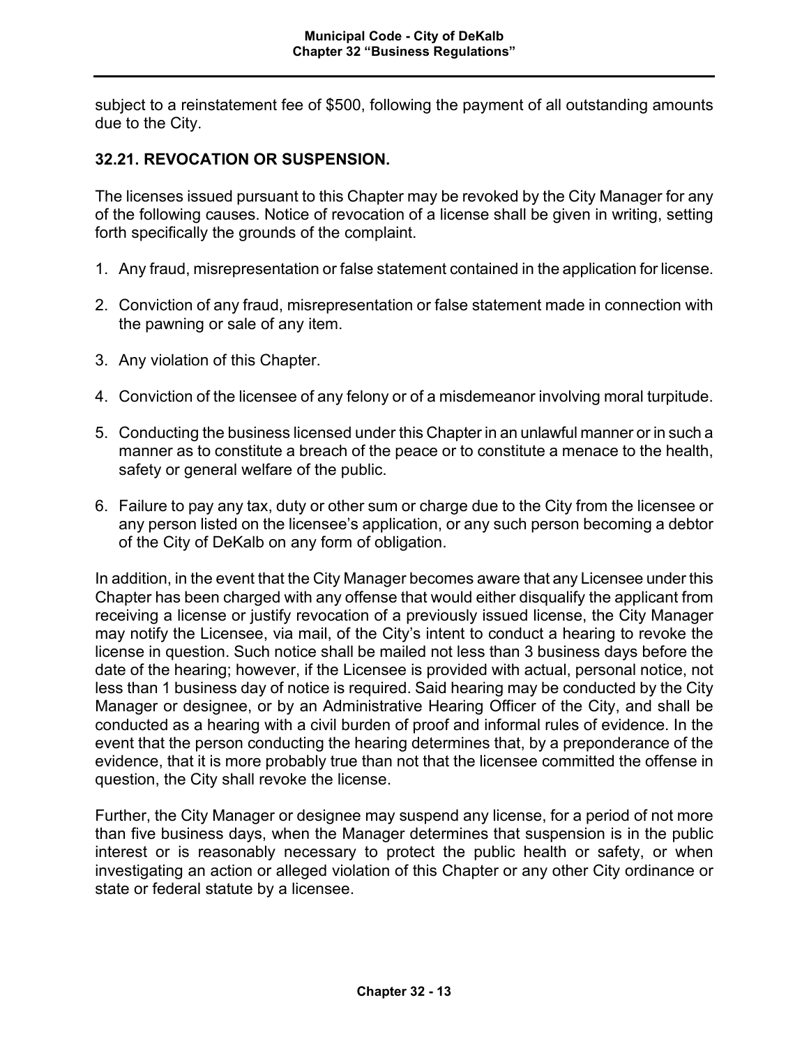subject to a reinstatement fee of $500, following the payment of all outstanding amounts due to the City.

## 32.21. REVOCATION OR SUSPENSION.

The licenses issued pursuant to this Chapter may be revoked by the City Manager for any of the following causes. Notice of revocation of a license shall be given in writing, setting forth specifically the grounds of the complaint.

1. Any fraud, misrepresentation or false statement contained in the application for license.

2. Conviction of any fraud, misrepresentation or false statement made in connection with the pawning or sale of any item.

3. Any violation of this Chapter.

4. Conviction of the licensee of any felony or of a misdemeanor involving moral turpitude.

5. Conducting the business licensed under this Chapter in an unlawful manner or in such a manner as to constitute a breach of the peace or to constitute a menace to the health, safety or general welfare of the public.

6. Failure to pay any tax, duty or other sum or charge due to the City from the licensee or any person listed on the licensee's application, or any such person becoming a debtor of the City of DeKalb on any form of obligation.

In addition, in the event that the City Manager becomes aware that any Licensee under this Chapter has been charged with any offense that would either disqualify the applicant from receiving a license or justify revocation of a previously issued license, the City Manager may notify the Licensee, via mail, of the City's intent to conduct a hearing to revoke the license in question. Such notice shall be mailed not less than 3 business days before the date of the hearing; however, if the Licensee is provided with actual, personal notice, not less than 1 business day of notice is required. Said hearing may be conducted by the City Manager or designee, or by an Administrative Hearing Officer of the City, and shall be conducted as a hearing with a civil burden of proof and informal rules of evidence. In the event that the person conducting the hearing determines that, by a preponderance of the evidence, that it is more probably true than not that the licensee committed the offense in question, the City shall revoke the license.

Further, the City Manager or designee may suspend any license, for a period of not more than five business days, when the Manager determines that suspension is in the public interest or is reasonably necessary to protect the public health or safety, or when investigating an action or alleged violation of this Chapter or any other City ordinance or state or federal statute by a licensee.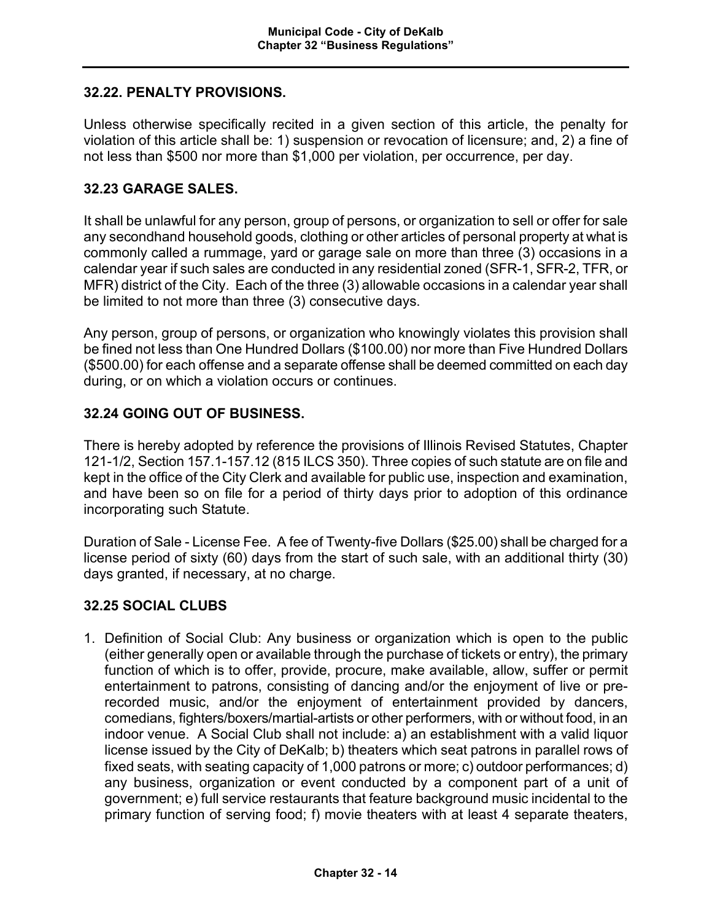## 32.22. PENALTY PROVISIONS.

Unless otherwise specifically recited in a given section of this article, the penalty for violation of this article shall be: 1) suspension or revocation of licensure; and, 2) a fine of not less than $500 nor more than $1,000 per violation, per occurrence, per day.

## 32.23 GARAGE SALES.

It shall be unlawful for any person, group of persons, or organization to sell or offer for sale any secondhand household goods, clothing or other articles of personal property at what is commonly called a rummage, yard or garage sale on more than three (3) occasions in a calendar year if such sales are conducted in any residential zoned (SFR-1, SFR-2, TFR, or MFR) district of the City. Each of the three (3) allowable occasions in a calendar year shall be limited to not more than three (3) consecutive days.

Any person, group of persons, or organization who knowingly violates this provision shall be fined not less than One Hundred Dollars ($100.00) nor more than Five Hundred Dollars ($500.00) for each offense and a separate offense shall be deemed committed on each day during, or on which a violation occurs or continues.

## 32.24 GOING OUT OF BUSINESS.

There is hereby adopted by reference the provisions of Illinois Revised Statutes, Chapter 121-1/2, Section 157.1-157.12 (815 ILCS 350). Three copies of such statute are on file and kept in the office of the City Clerk and available for public use, inspection and examination, and have been so on file for a period of thirty days prior to adoption of this ordinance incorporating such Statute.

Duration of Sale - License Fee. A fee of Twenty-five Dollars ($25.00) shall be charged for a license period of sixty (60) days from the start of such sale, with an additional thirty (30) days granted, if necessary, at no charge.

## 32.25 SOCIAL CLUBS

1. Definition of Social Club: Any business or organization which is open to the public (either generally open or available through the purchase of tickets or entry), the primary function of which is to offer, provide, procure, make available, allow, suffer or permit entertainment to patrons, consisting of dancing and/or the enjoyment of live or pre-recorded music, and/or the enjoyment of entertainment provided by dancers, comedians, fighters/boxers/martial-artists or other performers, with or without food, in an indoor venue. A Social Club shall not include: a) an establishment with a valid liquor license issued by the City of DeKalb; b) theaters which seat patrons in parallel rows of fixed seats, with seating capacity of 1,000 patrons or more; c) outdoor performances; d) any business, organization or event conducted by a component part of a unit of government; e) full service restaurants that feature background music incidental to the primary function of serving food; f) movie theaters with at least 4 separate theaters,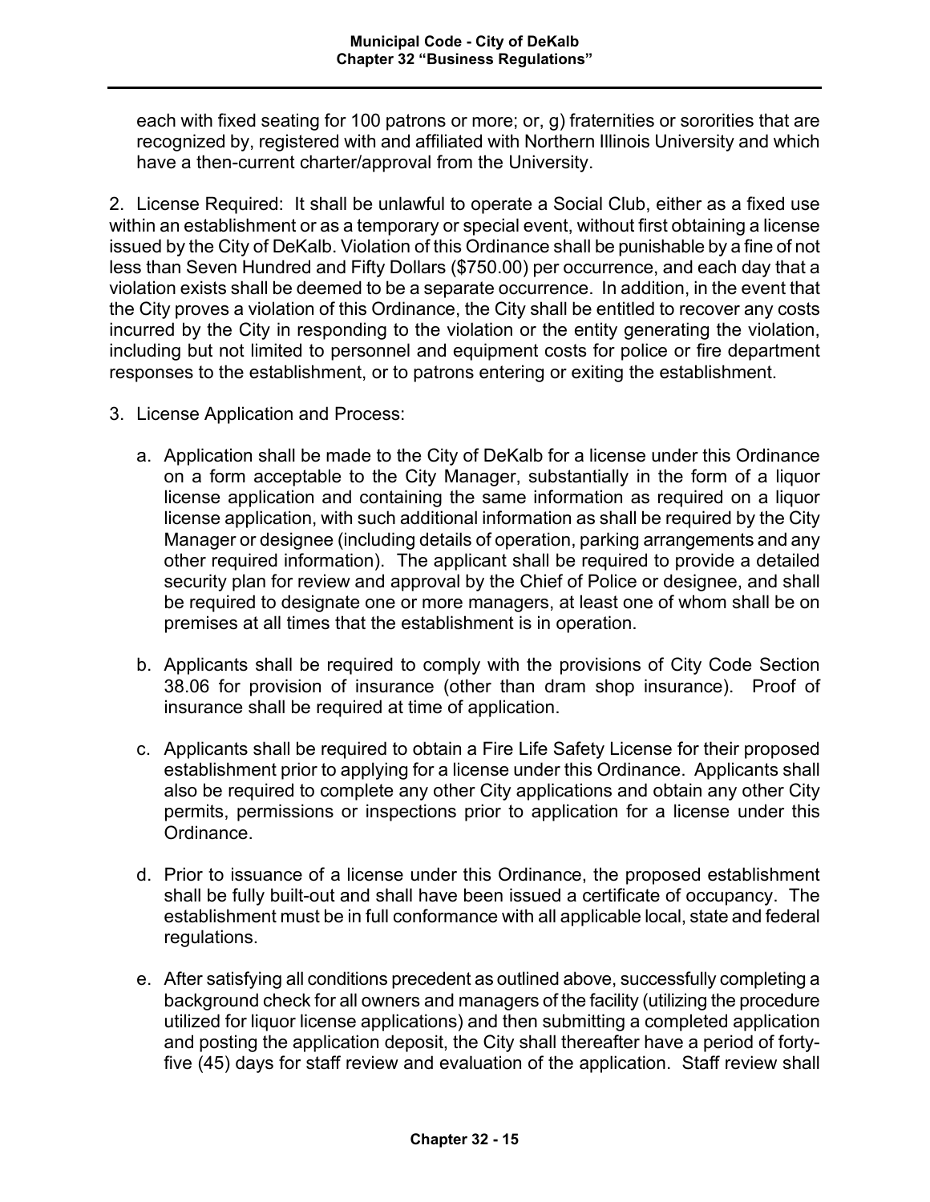each with fixed seating for 100 patrons or more; or, g) fraternities or sororities that are recognized by, registered with and affiliated with Northern Illinois University and which have a then-current charter/approval from the University.

2. License Required: It shall be unlawful to operate a Social Club, either as a fixed use within an establishment or as a temporary or special event, without first obtaining a license issued by the City of DeKalb. Violation of this Ordinance shall be punishable by a fine of not less than Seven Hundred and Fifty Dollars ($750.00) per occurrence, and each day that a violation exists shall be deemed to be a separate occurrence. In addition, in the event that the City proves a violation of this Ordinance, the City shall be entitled to recover any costs incurred by the City in responding to the violation or the entity generating the violation, including but not limited to personnel and equipment costs for police or fire department responses to the establishment, or to patrons entering or exiting the establishment.

3. License Application and Process:

   a. Application shall be made to the City of DeKalb for a license under this Ordinance on a form acceptable to the City Manager, substantially in the form of a liquor license application and containing the same information as required on a liquor license application, with such additional information as shall be required by the City Manager or designee (including details of operation, parking arrangements and any other required information). The applicant shall be required to provide a detailed security plan for review and approval by the Chief of Police or designee, and shall be required to designate one or more managers, at least one of whom shall be on premises at all times that the establishment is in operation.

   b. Applicants shall be required to comply with the provisions of City Code Section 38.06 for provision of insurance (other than dram shop insurance). Proof of insurance shall be required at time of application.

   c. Applicants shall be required to obtain a Fire Life Safety License for their proposed establishment prior to applying for a license under this Ordinance. Applicants shall also be required to complete any other City applications and obtain any other City permits, permissions or inspections prior to application for a license under this Ordinance.

   d. Prior to issuance of a license under this Ordinance, the proposed establishment shall be fully built-out and shall have been issued a certificate of occupancy. The establishment must be in full conformance with all applicable local, state and federal regulations.

   e. After satisfying all conditions precedent as outlined above, successfully completing a background check for all owners and managers of the facility (utilizing the procedure utilized for liquor license applications) and then submitting a completed application and posting the application deposit, the City shall thereafter have a period of forty-five (45) days for staff review and evaluation of the application. Staff review shall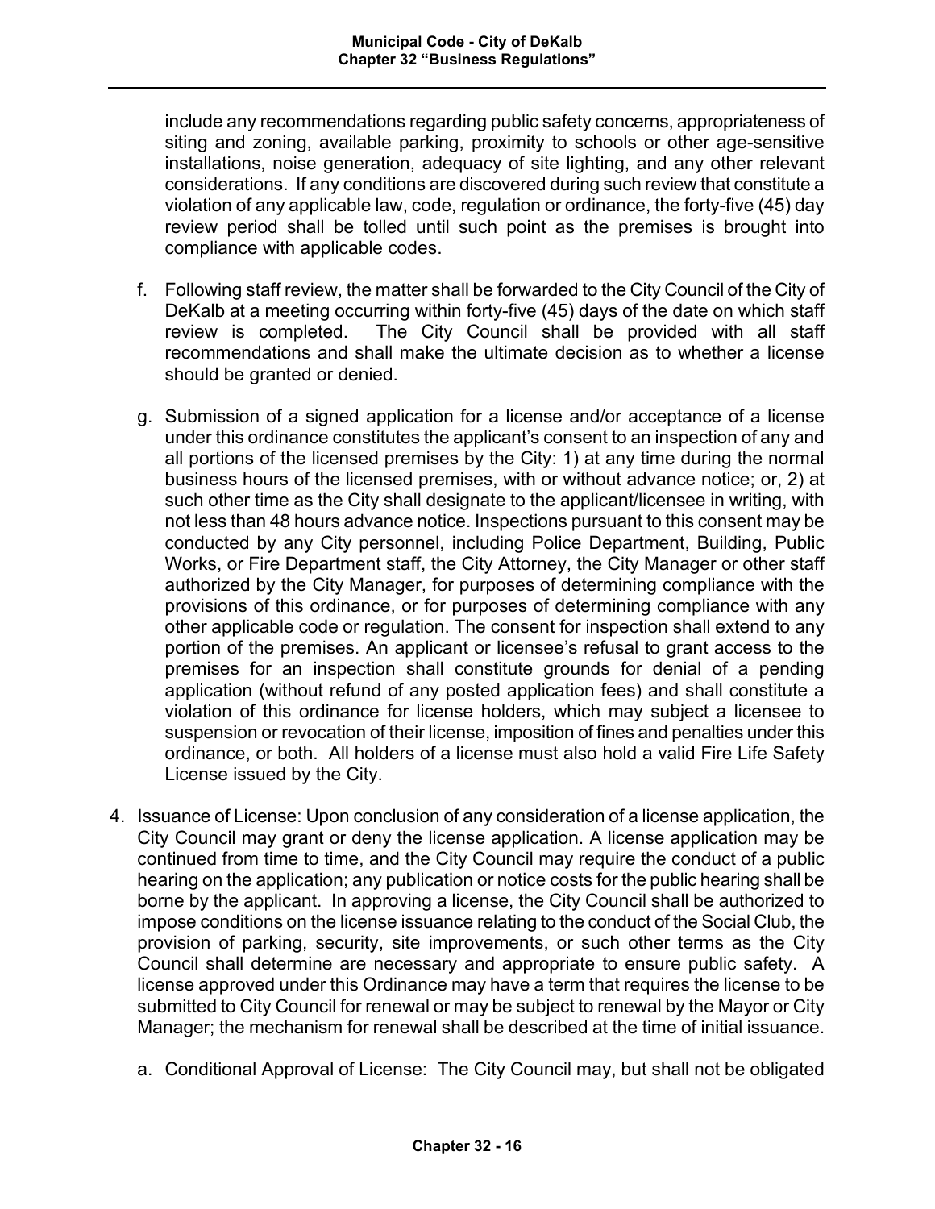include any recommendations regarding public safety concerns, appropriateness of siting and zoning, available parking, proximity to schools or other age-sensitive installations, noise generation, adequacy of site lighting, and any other relevant considerations. If any conditions are discovered during such review that constitute a violation of any applicable law, code, regulation or ordinance, the forty-five (45) day review period shall be tolled until such point as the premises is brought into compliance with applicable codes.

f. Following staff review, the matter shall be forwarded to the City Council of the City of DeKalb at a meeting occurring within forty-five (45) days of the date on which staff review is completed. The City Council shall be provided with all staff recommendations and shall make the ultimate decision as to whether a license should be granted or denied.

g. Submission of a signed application for a license and/or acceptance of a license under this ordinance constitutes the applicant's consent to an inspection of any and all portions of the licensed premises by the City: 1) at any time during the normal business hours of the licensed premises, with or without advance notice; or, 2) at such other time as the City shall designate to the applicant/licensee in writing, with not less than 48 hours advance notice. Inspections pursuant to this consent may be conducted by any City personnel, including Police Department, Building, Public Works, or Fire Department staff, the City Attorney, the City Manager or other staff authorized by the City Manager, for purposes of determining compliance with the provisions of this ordinance, or for purposes of determining compliance with any other applicable code or regulation. The consent for inspection shall extend to any portion of the premises. An applicant or licensee's refusal to grant access to the premises for an inspection shall constitute grounds for denial of a pending application (without refund of any posted application fees) and shall constitute a violation of this ordinance for license holders, which may subject a licensee to suspension or revocation of their license, imposition of fines and penalties under this ordinance, or both. All holders of a license must also hold a valid Fire Life Safety License issued by the City.

4. Issuance of License: Upon conclusion of any consideration of a license application, the City Council may grant or deny the license application. A license application may be continued from time to time, and the City Council may require the conduct of a public hearing on the application; any publication or notice costs for the public hearing shall be borne by the applicant. In approving a license, the City Council shall be authorized to impose conditions on the license issuance relating to the conduct of the Social Club, the provision of parking, security, site improvements, or such other terms as the City Council shall determine are necessary and appropriate to ensure public safety. A license approved under this Ordinance may have a term that requires the license to be submitted to City Council for renewal or may be subject to renewal by the Mayor or City Manager; the mechanism for renewal shall be described at the time of initial issuance.

   a. Conditional Approval of License: The City Council may, but shall not be obligated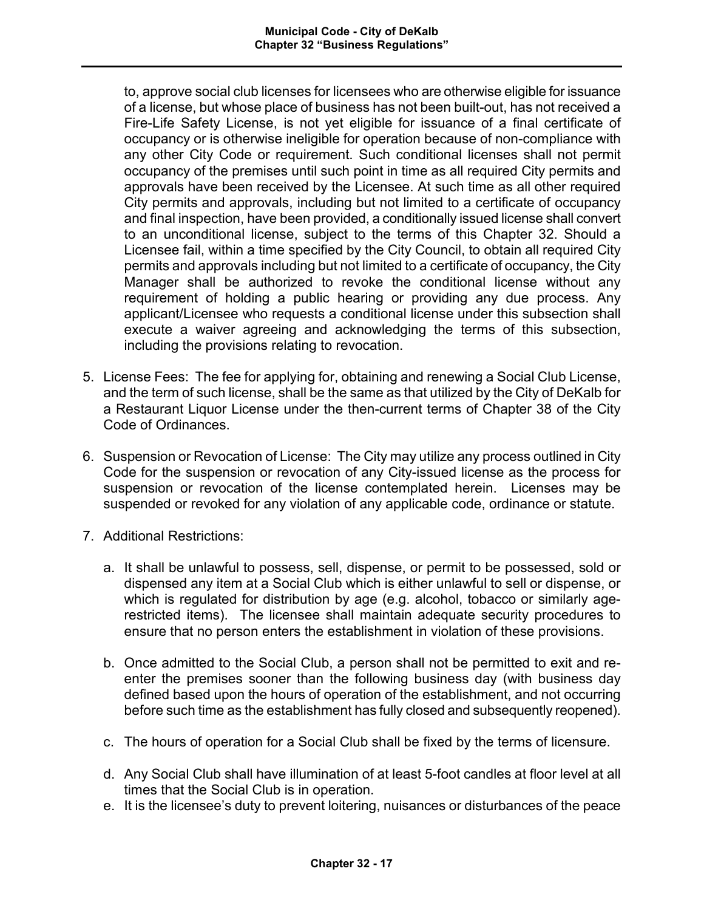to, approve social club licenses for licensees who are otherwise eligible for issuance of a license, but whose place of business has not been built-out, has not received a Fire-Life Safety License, is not yet eligible for issuance of a final certificate of occupancy or is otherwise ineligible for operation because of non-compliance with any other City Code or requirement. Such conditional licenses shall not permit occupancy of the premises until such point in time as all required City permits and approvals have been received by the Licensee. At such time as all other required City permits and approvals, including but not limited to a certificate of occupancy and final inspection, have been provided, a conditionally issued license shall convert to an unconditional license, subject to the terms of this Chapter 32. Should a Licensee fail, within a time specified by the City Council, to obtain all required City permits and approvals including but not limited to a certificate of occupancy, the City Manager shall be authorized to revoke the conditional license without any requirement of holding a public hearing or providing any due process. Any applicant/Licensee who requests a conditional license under this subsection shall execute a waiver agreeing and acknowledging the terms of this subsection, including the provisions relating to revocation.

5. License Fees: The fee for applying for, obtaining and renewing a Social Club License, and the term of such license, shall be the same as that utilized by the City of DeKalb for a Restaurant Liquor License under the then-current terms of Chapter 38 of the City Code of Ordinances.

6. Suspension or Revocation of License: The City may utilize any process outlined in City Code for the suspension or revocation of any City-issued license as the process for suspension or revocation of the license contemplated herein. Licenses may be suspended or revoked for any violation of any applicable code, ordinance or statute.

7. Additional Restrictions:

   a. It shall be unlawful to possess, sell, dispense, or permit to be possessed, sold or dispensed any item at a Social Club which is either unlawful to sell or dispense, or which is regulated for distribution by age (e.g. alcohol, tobacco or similarly age-restricted items). The licensee shall maintain adequate security procedures to ensure that no person enters the establishment in violation of these provisions.

   b. Once admitted to the Social Club, a person shall not be permitted to exit and re-enter the premises sooner than the following business day (with business day defined based upon the hours of operation of the establishment, and not occurring before such time as the establishment has fully closed and subsequently reopened).

   c. The hours of operation for a Social Club shall be fixed by the terms of licensure.

   d. Any Social Club shall have illumination of at least 5-foot candles at floor level at all times that the Social Club is in operation.

   e. It is the licensee's duty to prevent loitering, nuisances or disturbances of the peace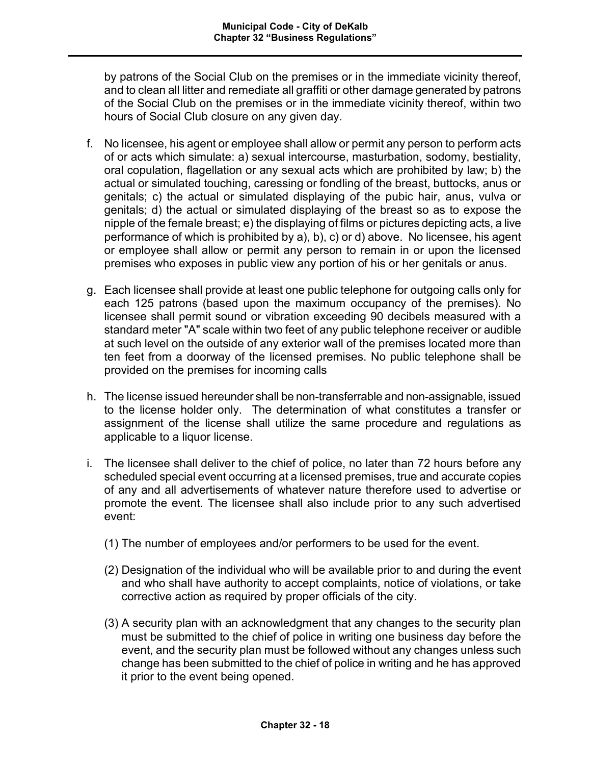by patrons of the Social Club on the premises or in the immediate vicinity thereof, and to clean all litter and remediate all graffiti or other damage generated by patrons of the Social Club on the premises or in the immediate vicinity thereof, within two hours of Social Club closure on any given day.

f. No licensee, his agent or employee shall allow or permit any person to perform acts of or acts which simulate: a) sexual intercourse, masturbation, sodomy, bestiality, oral copulation, flagellation or any sexual acts which are prohibited by law; b) the actual or simulated touching, caressing or fondling of the breast, buttocks, anus or genitals; c) the actual or simulated displaying of the pubic hair, anus, vulva or genitals; d) the actual or simulated displaying of the breast so as to expose the nipple of the female breast; e) the displaying of films or pictures depicting acts, a live performance of which is prohibited by a), b), c) or d) above. No licensee, his agent or employee shall allow or permit any person to remain in or upon the licensed premises who exposes in public view any portion of his or her genitals or anus.

g. Each licensee shall provide at least one public telephone for outgoing calls only for each 125 patrons (based upon the maximum occupancy of the premises). No licensee shall permit sound or vibration exceeding 90 decibels measured with a standard meter "A" scale within two feet of any public telephone receiver or audible at such level on the outside of any exterior wall of the premises located more than ten feet from a doorway of the licensed premises. No public telephone shall be provided on the premises for incoming calls

h. The license issued hereunder shall be non-transferrable and non-assignable, issued to the license holder only. The determination of what constitutes a transfer or assignment of the license shall utilize the same procedure and regulations as applicable to a liquor license.

i. The licensee shall deliver to the chief of police, no later than 72 hours before any scheduled special event occurring at a licensed premises, true and accurate copies of any and all advertisements of whatever nature therefore used to advertise or promote the event. The licensee shall also include prior to any such advertised event:

   (1) The number of employees and/or performers to be used for the event.

   (2) Designation of the individual who will be available prior to and during the event and who shall have authority to accept complaints, notice of violations, or take corrective action as required by proper officials of the city.

   (3) A security plan with an acknowledgment that any changes to the security plan must be submitted to the chief of police in writing one business day before the event, and the security plan must be followed without any changes unless such change has been submitted to the chief of police in writing and he has approved it prior to the event being opened.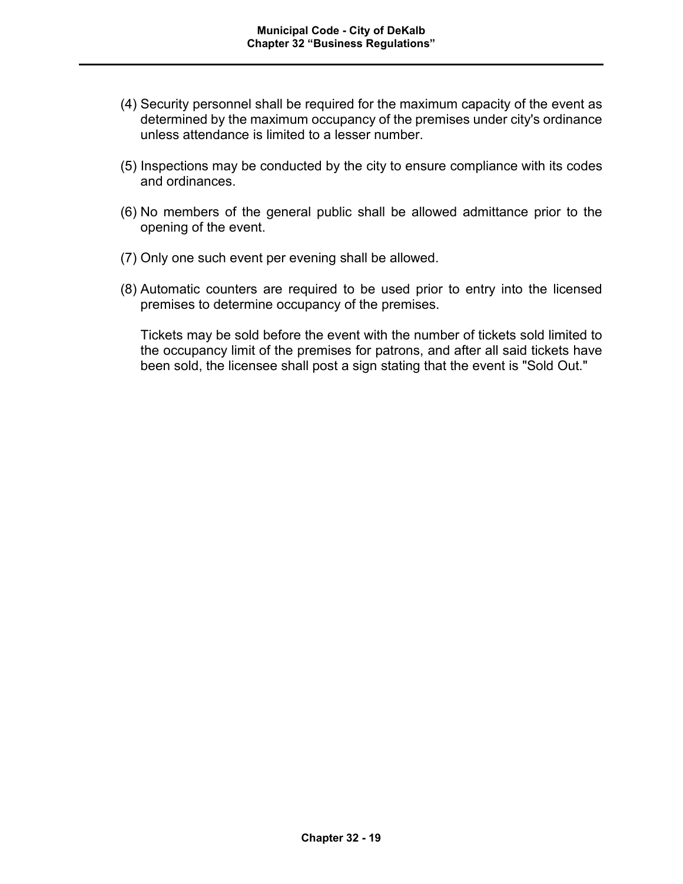(4) Security personnel shall be required for the maximum capacity of the event as determined by the maximum occupancy of the premises under city's ordinance unless attendance is limited to a lesser number.

(5) Inspections may be conducted by the city to ensure compliance with its codes and ordinances.

(6) No members of the general public shall be allowed admittance prior to the opening of the event.

(7) Only one such event per evening shall be allowed.

(8) Automatic counters are required to be used prior to entry into the licensed premises to determine occupancy of the premises.

Tickets may be sold before the event with the number of tickets sold limited to the occupancy limit of the premises for patrons, and after all said tickets have been sold, the licensee shall post a sign stating that the event is "Sold Out."